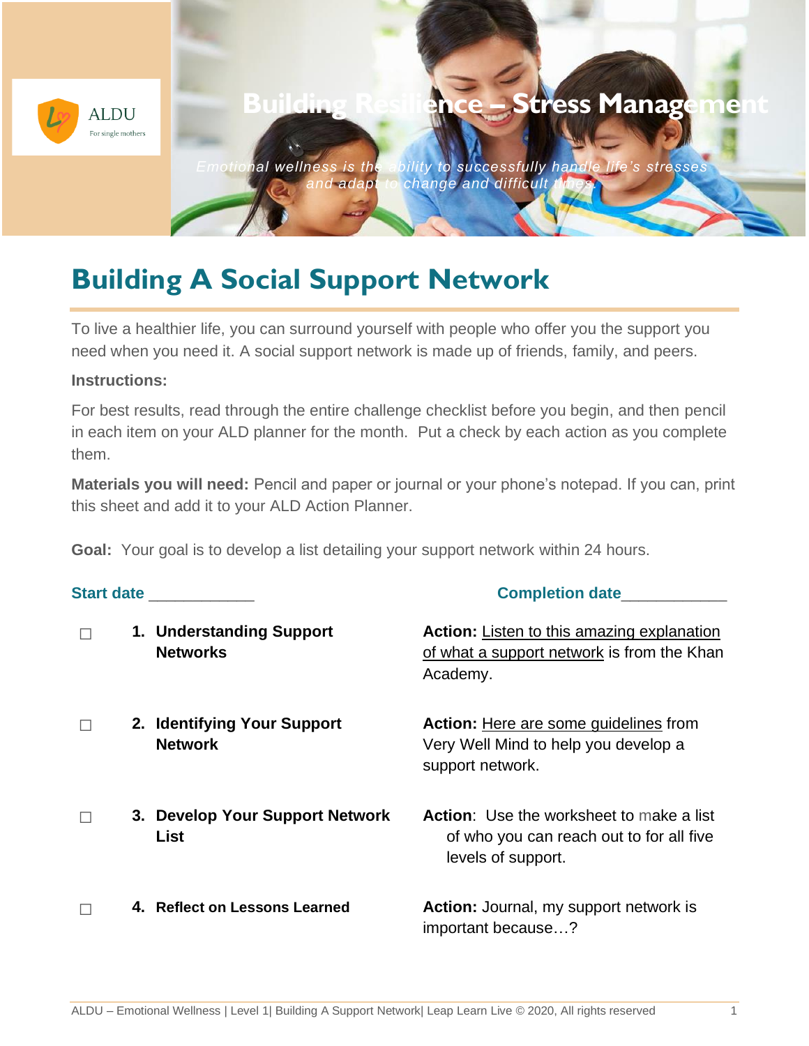ALDU
For single mothers

# Building Resilience – Stress Management

*Emotional wellness is the ability to successfully handle life's stresses and adapt to change and difficult times.*

## Building A Social Support Network

To live a healthier life, you can surround yourself with people who offer you the support you need when you need it. A social support network is made up of friends, family, and peers.

**Instructions:**

For best results, read through the entire challenge checklist before you begin, and then pencil in each item on your ALD planner for the month. Put a check by each action as you complete them.

**Materials you will need:** Pencil and paper or journal or your phone's notepad. If you can, print this sheet and add it to your ALD Action Planner.

**Goal:** Your goal is to develop a list detailing your support network within 24 hours.

**Start date** ____________ **Completion date** ____________

| | Step | Action |
|---|---|---|
| ☐ | **1. Understanding Support Networks** | **Action:** Listen to this amazing explanation of what a support network is from the Khan Academy. |
| ☐ | **2. Identifying Your Support Network** | **Action:** Here are some guidelines from Very Well Mind to help you develop a support network. |
| ☐ | **3. Develop Your Support Network List** | **Action**: Use the worksheet to make a list of who you can reach out to for all five levels of support. |
| ☐ | **4. Reflect on Lessons Learned** | **Action:** Journal, my support network is important because…? |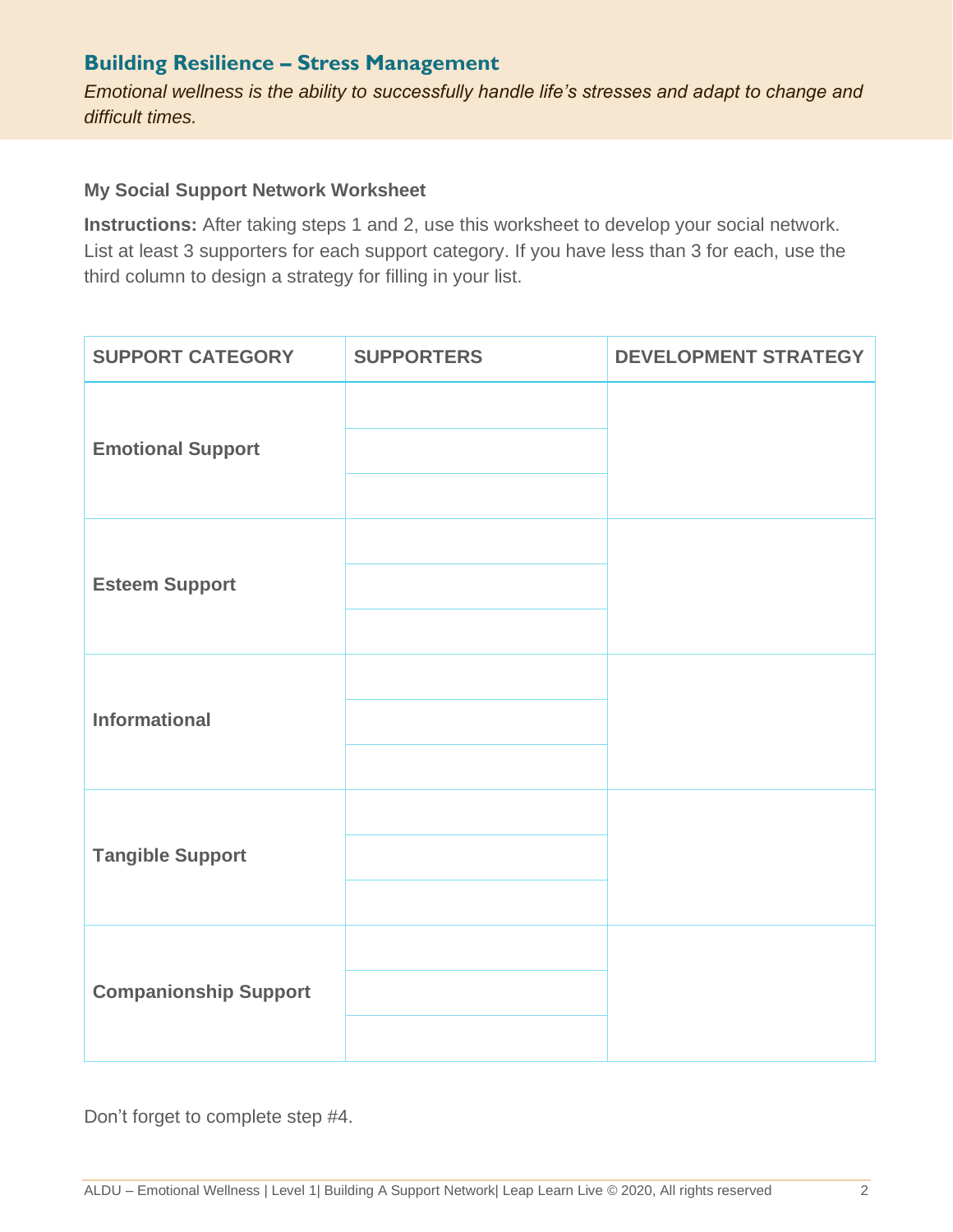## Building Resilience – Stress Management

*Emotional wellness is the ability to successfully handle life's stresses and adapt to change and difficult times.*

**My Social Support Network Worksheet**

**Instructions:** After taking steps 1 and 2, use this worksheet to develop your social network. List at least 3 supporters for each support category. If you have less than 3 for each, use the third column to design a strategy for filling in your list.

| SUPPORT CATEGORY | SUPPORTERS | DEVELOPMENT STRATEGY |
|---|---|---|
| **Emotional Support** | | |
| | | |
| | | |
| **Esteem Support** | | |
| | | |
| | | |
| **Informational** | | |
| | | |
| | | |
| **Tangible Support** | | |
| | | |
| | | |
| **Companionship Support** | | |
| | | |
| | | |

Don't forget to complete step #4.